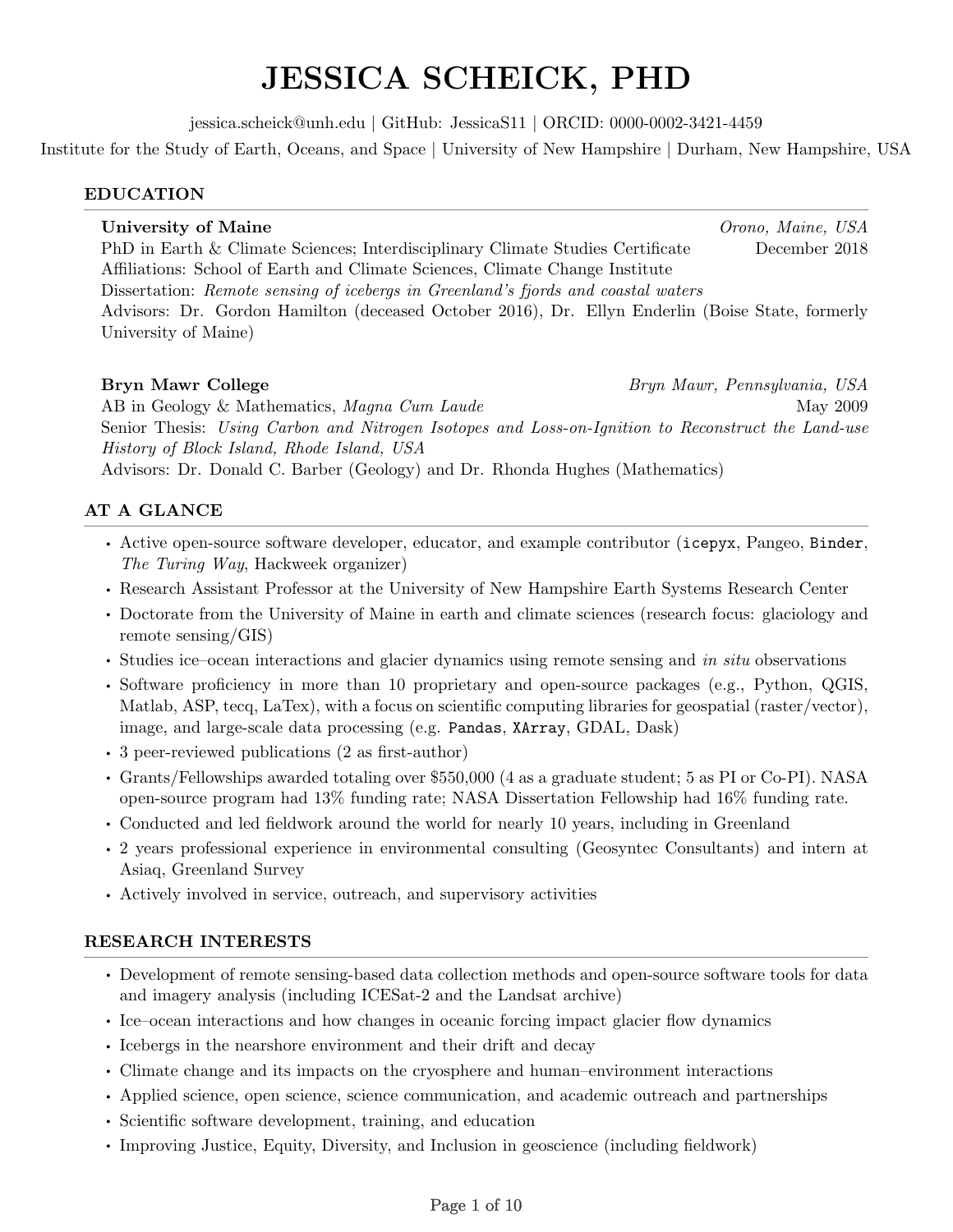# JESSICA SCHEICK, PHD

jessica.scheick@unh.edu | GitHub: JessicaS11 | ORCID: 0000-0002-3421-4459

Institute for the Study of Earth, Oceans, and Space | University of New Hampshire | Durham, New Hampshire, USA

## EDUCATION

**University of Maine** *Orono, Maine, USA*
PhD in Earth & Climate Sciences; Interdisciplinary Climate Studies Certificate — December 2018
Affiliations: School of Earth and Climate Sciences, Climate Change Institute
Dissertation: *Remote sensing of icebergs in Greenland's fjords and coastal waters*
Advisors: Dr. Gordon Hamilton (deceased October 2016), Dr. Ellyn Enderlin (Boise State, formerly University of Maine)

**Bryn Mawr College** *Bryn Mawr, Pennsylvania, USA*
AB in Geology & Mathematics, *Magna Cum Laude* — May 2009
Senior Thesis: *Using Carbon and Nitrogen Isotopes and Loss-on-Ignition to Reconstruct the Land-use History of Block Island, Rhode Island, USA*
Advisors: Dr. Donald C. Barber (Geology) and Dr. Rhonda Hughes (Mathematics)

## AT A GLANCE

- Active open-source software developer, educator, and example contributor (`icepyx`, Pangeo, `Binder`, *The Turing Way*, Hackweek organizer)
- Research Assistant Professor at the University of New Hampshire Earth Systems Research Center
- Doctorate from the University of Maine in earth and climate sciences (research focus: glaciology and remote sensing/GIS)
- Studies ice–ocean interactions and glacier dynamics using remote sensing and *in situ* observations
- Software proficiency in more than 10 proprietary and open-source packages (e.g., Python, QGIS, Matlab, ASP, tecq, LaTex), with a focus on scientific computing libraries for geospatial (raster/vector), image, and large-scale data processing (e.g. `Pandas`, `XArray`, GDAL, Dask)
- 3 peer-reviewed publications (2 as first-author)
- Grants/Fellowships awarded totaling over $550,000 (4 as a graduate student; 5 as PI or Co-PI). NASA open-source program had 13% funding rate; NASA Dissertation Fellowship had 16% funding rate.
- Conducted and led fieldwork around the world for nearly 10 years, including in Greenland
- 2 years professional experience in environmental consulting (Geosyntec Consultants) and intern at Asiaq, Greenland Survey
- Actively involved in service, outreach, and supervisory activities

## RESEARCH INTERESTS

- Development of remote sensing-based data collection methods and open-source software tools for data and imagery analysis (including ICESat-2 and the Landsat archive)
- Ice–ocean interactions and how changes in oceanic forcing impact glacier flow dynamics
- Icebergs in the nearshore environment and their drift and decay
- Climate change and its impacts on the cryosphere and human–environment interactions
- Applied science, open science, science communication, and academic outreach and partnerships
- Scientific software development, training, and education
- Improving Justice, Equity, Diversity, and Inclusion in geoscience (including fieldwork)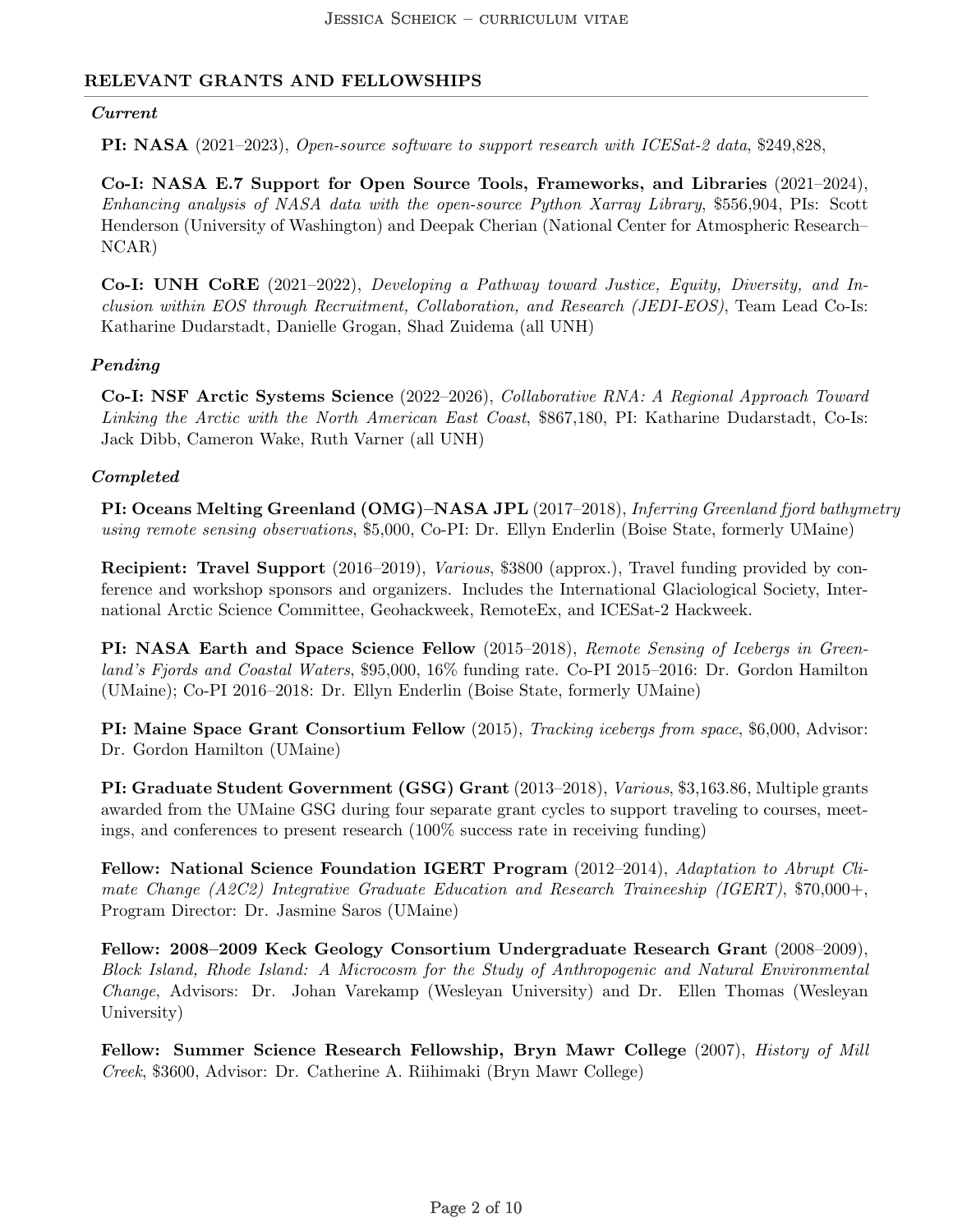## RELEVANT GRANTS AND FELLOWSHIPS

### *Current*

**PI: NASA** (2021–2023), *Open-source software to support research with ICESat-2 data*, $249,828,

**Co-I: NASA E.7 Support for Open Source Tools, Frameworks, and Libraries** (2021–2024), *Enhancing analysis of NASA data with the open-source Python Xarray Library*, $556,904, PIs: Scott Henderson (University of Washington) and Deepak Cherian (National Center for Atmospheric Research–NCAR)

**Co-I: UNH CoRE** (2021–2022), *Developing a Pathway toward Justice, Equity, Diversity, and Inclusion within EOS through Recruitment, Collaboration, and Research (JEDI-EOS)*, Team Lead Co-Is: Katharine Dudarstadt, Danielle Grogan, Shad Zuidema (all UNH)

### *Pending*

**Co-I: NSF Arctic Systems Science** (2022–2026), *Collaborative RNA: A Regional Approach Toward Linking the Arctic with the North American East Coast*, $867,180, PI: Katharine Dudarstadt, Co-Is: Jack Dibb, Cameron Wake, Ruth Varner (all UNH)

### *Completed*

**PI: Oceans Melting Greenland (OMG)–NASA JPL** (2017–2018), *Inferring Greenland fjord bathymetry using remote sensing observations*, $5,000, Co-PI: Dr. Ellyn Enderlin (Boise State, formerly UMaine)

**Recipient: Travel Support** (2016–2019), *Various*, $3800 (approx.), Travel funding provided by conference and workshop sponsors and organizers. Includes the International Glaciological Society, International Arctic Science Committee, Geohackweek, RemoteEx, and ICESat-2 Hackweek.

**PI: NASA Earth and Space Science Fellow** (2015–2018), *Remote Sensing of Icebergs in Greenland's Fjords and Coastal Waters*, $95,000, 16% funding rate. Co-PI 2015–2016: Dr. Gordon Hamilton (UMaine); Co-PI 2016–2018: Dr. Ellyn Enderlin (Boise State, formerly UMaine)

**PI: Maine Space Grant Consortium Fellow** (2015), *Tracking icebergs from space*, $6,000, Advisor: Dr. Gordon Hamilton (UMaine)

**PI: Graduate Student Government (GSG) Grant** (2013–2018), *Various*, $3,163.86, Multiple grants awarded from the UMaine GSG during four separate grant cycles to support traveling to courses, meetings, and conferences to present research (100% success rate in receiving funding)

**Fellow: National Science Foundation IGERT Program** (2012–2014), *Adaptation to Abrupt Climate Change (A2C2) Integrative Graduate Education and Research Traineeship (IGERT)*, $70,000+, Program Director: Dr. Jasmine Saros (UMaine)

**Fellow: 2008–2009 Keck Geology Consortium Undergraduate Research Grant** (2008–2009), *Block Island, Rhode Island: A Microcosm for the Study of Anthropogenic and Natural Environmental Change*, Advisors: Dr. Johan Varekamp (Wesleyan University) and Dr. Ellen Thomas (Wesleyan University)

**Fellow: Summer Science Research Fellowship, Bryn Mawr College** (2007), *History of Mill Creek*, $3600, Advisor: Dr. Catherine A. Riihimaki (Bryn Mawr College)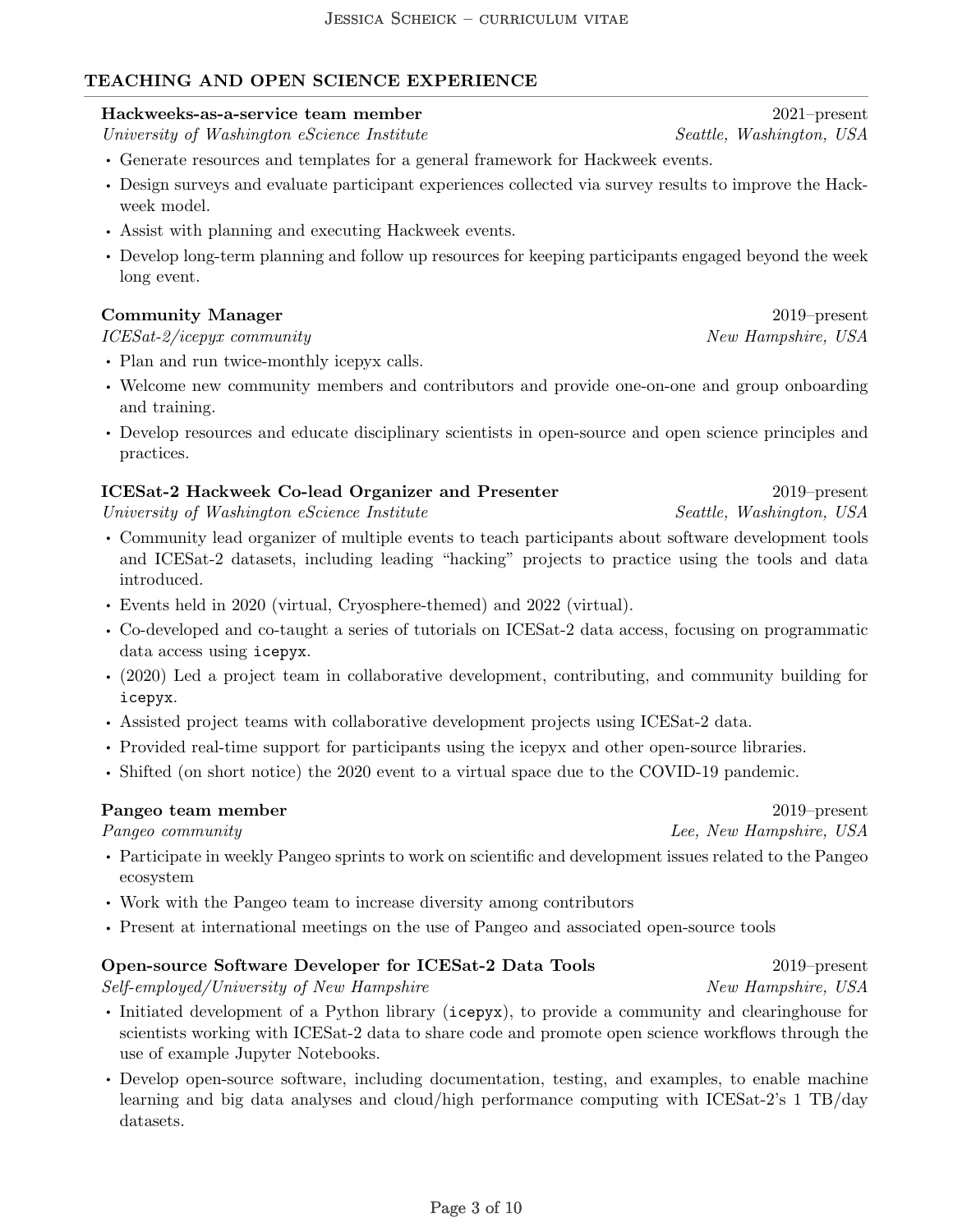## TEACHING AND OPEN SCIENCE EXPERIENCE

**Hackweeks-as-a-service team member** — 2021–present
*University of Washington eScience Institute* — *Seattle, Washington, USA*

- Generate resources and templates for a general framework for Hackweek events.
- Design surveys and evaluate participant experiences collected via survey results to improve the Hackweek model.
- Assist with planning and executing Hackweek events.
- Develop long-term planning and follow up resources for keeping participants engaged beyond the week long event.

**Community Manager** — 2019–present
*ICESat-2/icepyx community* — *New Hampshire, USA*

- Plan and run twice-monthly icepyx calls.
- Welcome new community members and contributors and provide one-on-one and group onboarding and training.
- Develop resources and educate disciplinary scientists in open-source and open science principles and practices.

**ICESat-2 Hackweek Co-lead Organizer and Presenter** — 2019–present
*University of Washington eScience Institute* — *Seattle, Washington, USA*

- Community lead organizer of multiple events to teach participants about software development tools and ICESat-2 datasets, including leading "hacking" projects to practice using the tools and data introduced.
- Events held in 2020 (virtual, Cryosphere-themed) and 2022 (virtual).
- Co-developed and co-taught a series of tutorials on ICESat-2 data access, focusing on programmatic data access using `icepyx`.
- (2020) Led a project team in collaborative development, contributing, and community building for `icepyx`.
- Assisted project teams with collaborative development projects using ICESat-2 data.
- Provided real-time support for participants using the icepyx and other open-source libraries.
- Shifted (on short notice) the 2020 event to a virtual space due to the COVID-19 pandemic.

**Pangeo team member** — 2019–present
*Pangeo community* — *Lee, New Hampshire, USA*

- Participate in weekly Pangeo sprints to work on scientific and development issues related to the Pangeo ecosystem
- Work with the Pangeo team to increase diversity among contributors
- Present at international meetings on the use of Pangeo and associated open-source tools

**Open-source Software Developer for ICESat-2 Data Tools** — 2019–present
*Self-employed/University of New Hampshire* — *New Hampshire, USA*

- Initiated development of a Python library (`icepyx`), to provide a community and clearinghouse for scientists working with ICESat-2 data to share code and promote open science workflows through the use of example Jupyter Notebooks.
- Develop open-source software, including documentation, testing, and examples, to enable machine learning and big data analyses and cloud/high performance computing with ICESat-2's 1 TB/day datasets.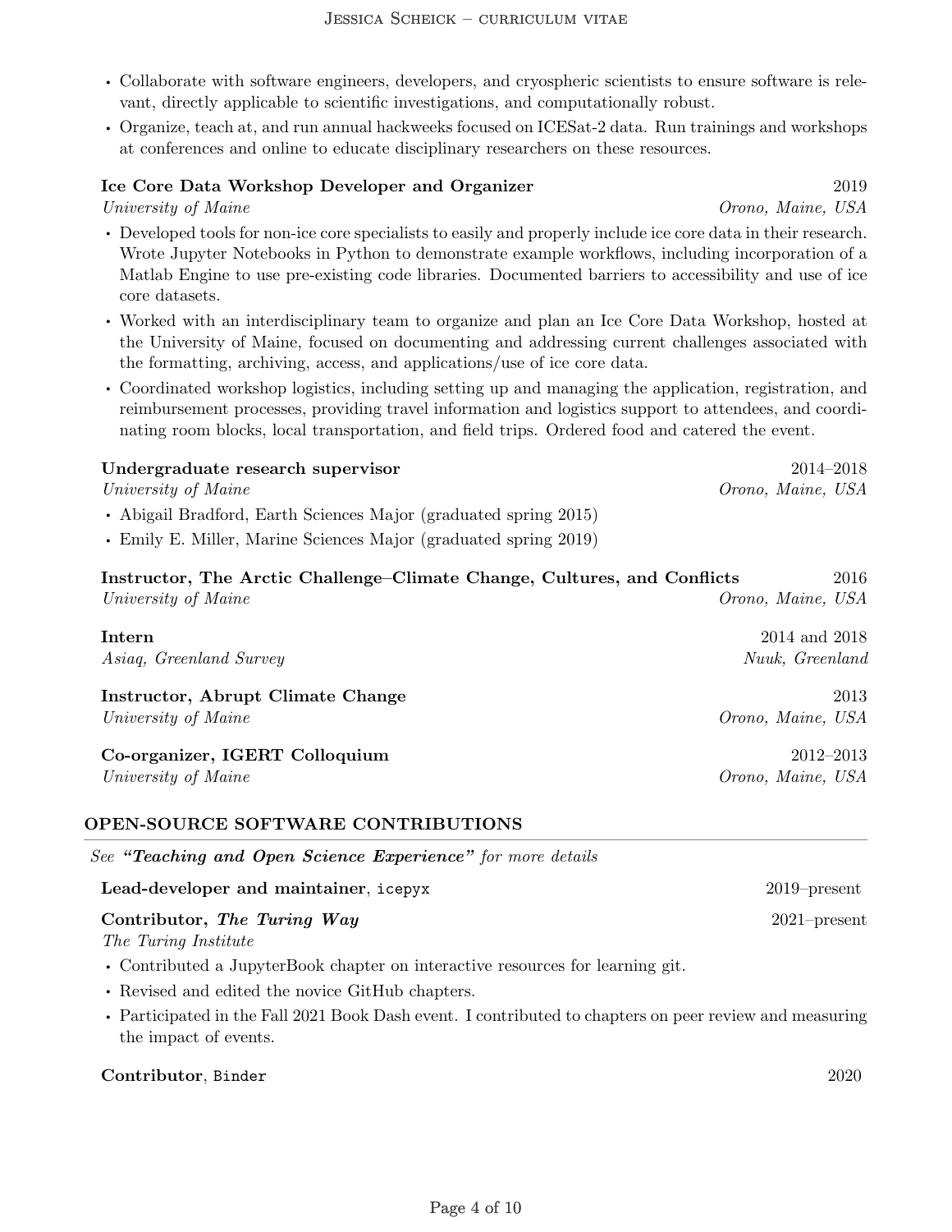- Collaborate with software engineers, developers, and cryospheric scientists to ensure software is relevant, directly applicable to scientific investigations, and computationally robust.
- Organize, teach at, and run annual hackweeks focused on ICESat-2 data. Run trainings and workshops at conferences and online to educate disciplinary researchers on these resources.

**Ice Core Data Workshop Developer and Organizer** — 2019
*University of Maine* — *Orono, Maine, USA*

- Developed tools for non-ice core specialists to easily and properly include ice core data in their research. Wrote Jupyter Notebooks in Python to demonstrate example workflows, including incorporation of a Matlab Engine to use pre-existing code libraries. Documented barriers to accessibility and use of ice core datasets.
- Worked with an interdisciplinary team to organize and plan an Ice Core Data Workshop, hosted at the University of Maine, focused on documenting and addressing current challenges associated with the formatting, archiving, access, and applications/use of ice core data.
- Coordinated workshop logistics, including setting up and managing the application, registration, and reimbursement processes, providing travel information and logistics support to attendees, and coordinating room blocks, local transportation, and field trips. Ordered food and catered the event.

**Undergraduate research supervisor** — 2014–2018
*University of Maine* — *Orono, Maine, USA*

- Abigail Bradford, Earth Sciences Major (graduated spring 2015)
- Emily E. Miller, Marine Sciences Major (graduated spring 2019)

**Instructor, The Arctic Challenge–Climate Change, Cultures, and Conflicts** — 2016
*University of Maine* — *Orono, Maine, USA*

**Intern** — 2014 and 2018
*Asiaq, Greenland Survey* — *Nuuk, Greenland*

**Instructor, Abrupt Climate Change** — 2013
*University of Maine* — *Orono, Maine, USA*

**Co-organizer, IGERT Colloquium** — 2012–2013
*University of Maine* — *Orono, Maine, USA*

## OPEN-SOURCE SOFTWARE CONTRIBUTIONS

*See **"Teaching and Open Science Experience"** for more details*

**Lead-developer and maintainer**, `icepyx` — 2019–present

**Contributor, *The Turing Way*** — 2021–present
*The Turing Institute*

- Contributed a JupyterBook chapter on interactive resources for learning git.
- Revised and edited the novice GitHub chapters.
- Participated in the Fall 2021 Book Dash event. I contributed to chapters on peer review and measuring the impact of events.

**Contributor**, `Binder` — 2020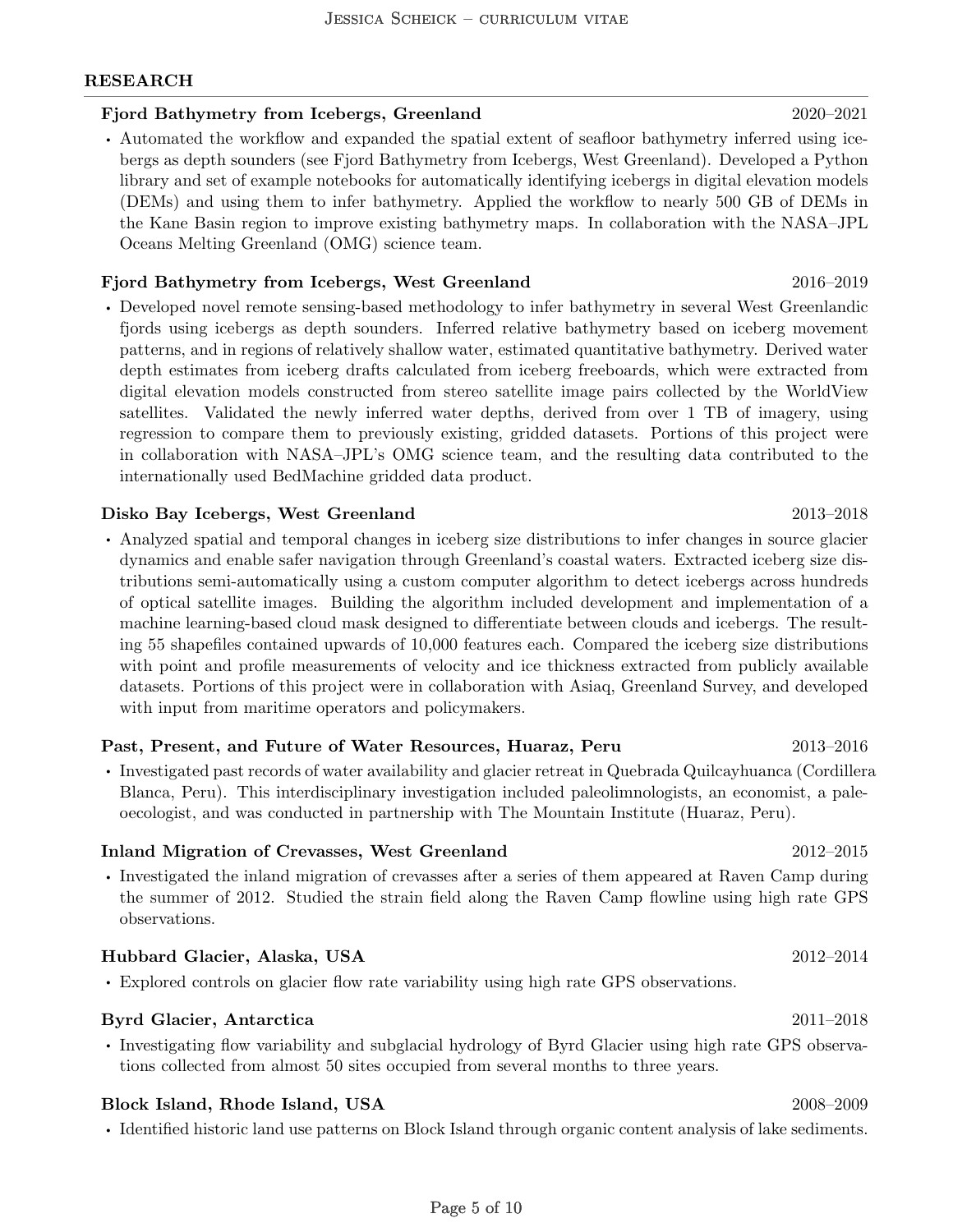## RESEARCH

**Fjord Bathymetry from Icebergs, Greenland** 2020–2021

- Automated the workflow and expanded the spatial extent of seafloor bathymetry inferred using icebergs as depth sounders (see Fjord Bathymetry from Icebergs, West Greenland). Developed a Python library and set of example notebooks for automatically identifying icebergs in digital elevation models (DEMs) and using them to infer bathymetry. Applied the workflow to nearly 500 GB of DEMs in the Kane Basin region to improve existing bathymetry maps. In collaboration with the NASA–JPL Oceans Melting Greenland (OMG) science team.

**Fjord Bathymetry from Icebergs, West Greenland** 2016–2019

- Developed novel remote sensing-based methodology to infer bathymetry in several West Greenlandic fjords using icebergs as depth sounders. Inferred relative bathymetry based on iceberg movement patterns, and in regions of relatively shallow water, estimated quantitative bathymetry. Derived water depth estimates from iceberg drafts calculated from iceberg freeboards, which were extracted from digital elevation models constructed from stereo satellite image pairs collected by the WorldView satellites. Validated the newly inferred water depths, derived from over 1 TB of imagery, using regression to compare them to previously existing, gridded datasets. Portions of this project were in collaboration with NASA–JPL's OMG science team, and the resulting data contributed to the internationally used BedMachine gridded data product.

**Disko Bay Icebergs, West Greenland** 2013–2018

- Analyzed spatial and temporal changes in iceberg size distributions to infer changes in source glacier dynamics and enable safer navigation through Greenland's coastal waters. Extracted iceberg size distributions semi-automatically using a custom computer algorithm to detect icebergs across hundreds of optical satellite images. Building the algorithm included development and implementation of a machine learning-based cloud mask designed to differentiate between clouds and icebergs. The resulting 55 shapefiles contained upwards of 10,000 features each. Compared the iceberg size distributions with point and profile measurements of velocity and ice thickness extracted from publicly available datasets. Portions of this project were in collaboration with Asiaq, Greenland Survey, and developed with input from maritime operators and policymakers.

**Past, Present, and Future of Water Resources, Huaraz, Peru** 2013–2016

- Investigated past records of water availability and glacier retreat in Quebrada Quilcayhuanca (Cordillera Blanca, Peru). This interdisciplinary investigation included paleolimnologists, an economist, a paleoecologist, and was conducted in partnership with The Mountain Institute (Huaraz, Peru).

**Inland Migration of Crevasses, West Greenland** 2012–2015

- Investigated the inland migration of crevasses after a series of them appeared at Raven Camp during the summer of 2012. Studied the strain field along the Raven Camp flowline using high rate GPS observations.

**Hubbard Glacier, Alaska, USA** 2012–2014

- Explored controls on glacier flow rate variability using high rate GPS observations.

**Byrd Glacier, Antarctica** 2011–2018

- Investigating flow variability and subglacial hydrology of Byrd Glacier using high rate GPS observations collected from almost 50 sites occupied from several months to three years.

**Block Island, Rhode Island, USA** 2008–2009

- Identified historic land use patterns on Block Island through organic content analysis of lake sediments.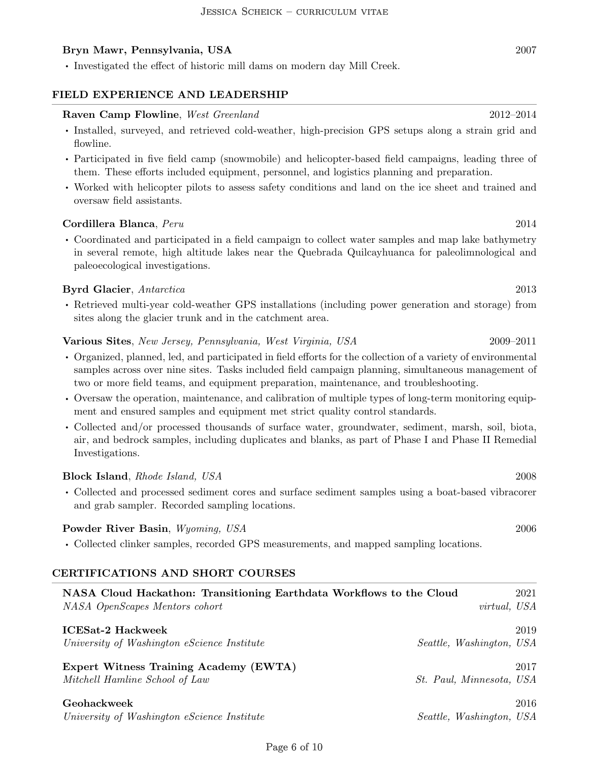**Bryn Mawr, Pennsylvania, USA** 2007

- Investigated the effect of historic mill dams on modern day Mill Creek.

## FIELD EXPERIENCE AND LEADERSHIP

**Raven Camp Flowline**, *West Greenland* 2012–2014

- Installed, surveyed, and retrieved cold-weather, high-precision GPS setups along a strain grid and flowline.
- Participated in five field camp (snowmobile) and helicopter-based field campaigns, leading three of them. These efforts included equipment, personnel, and logistics planning and preparation.
- Worked with helicopter pilots to assess safety conditions and land on the ice sheet and trained and oversaw field assistants.

**Cordillera Blanca**, *Peru* 2014

- Coordinated and participated in a field campaign to collect water samples and map lake bathymetry in several remote, high altitude lakes near the Quebrada Quilcayhuanca for paleolimnological and paleoecological investigations.

**Byrd Glacier**, *Antarctica* 2013

- Retrieved multi-year cold-weather GPS installations (including power generation and storage) from sites along the glacier trunk and in the catchment area.

**Various Sites**, *New Jersey, Pennsylvania, West Virginia, USA* 2009–2011

- Organized, planned, led, and participated in field efforts for the collection of a variety of environmental samples across over nine sites. Tasks included field campaign planning, simultaneous management of two or more field teams, and equipment preparation, maintenance, and troubleshooting.
- Oversaw the operation, maintenance, and calibration of multiple types of long-term monitoring equipment and ensured samples and equipment met strict quality control standards.
- Collected and/or processed thousands of surface water, groundwater, sediment, marsh, soil, biota, air, and bedrock samples, including duplicates and blanks, as part of Phase I and Phase II Remedial Investigations.

**Block Island**, *Rhode Island, USA* 2008

- Collected and processed sediment cores and surface sediment samples using a boat-based vibracorer and grab sampler. Recorded sampling locations.

**Powder River Basin**, *Wyoming, USA* 2006

- Collected clinker samples, recorded GPS measurements, and mapped sampling locations.

## CERTIFICATIONS AND SHORT COURSES

**NASA Cloud Hackathon: Transitioning Earthdata Workflows to the Cloud** 2021
*NASA OpenScapes Mentors cohort* *virtual, USA*

**ICESat-2 Hackweek** 2019
*University of Washington eScience Institute* *Seattle, Washington, USA*

**Expert Witness Training Academy (EWTA)** 2017
*Mitchell Hamline School of Law* *St. Paul, Minnesota, USA*

**Geohackweek** 2016
*University of Washington eScience Institute* *Seattle, Washington, USA*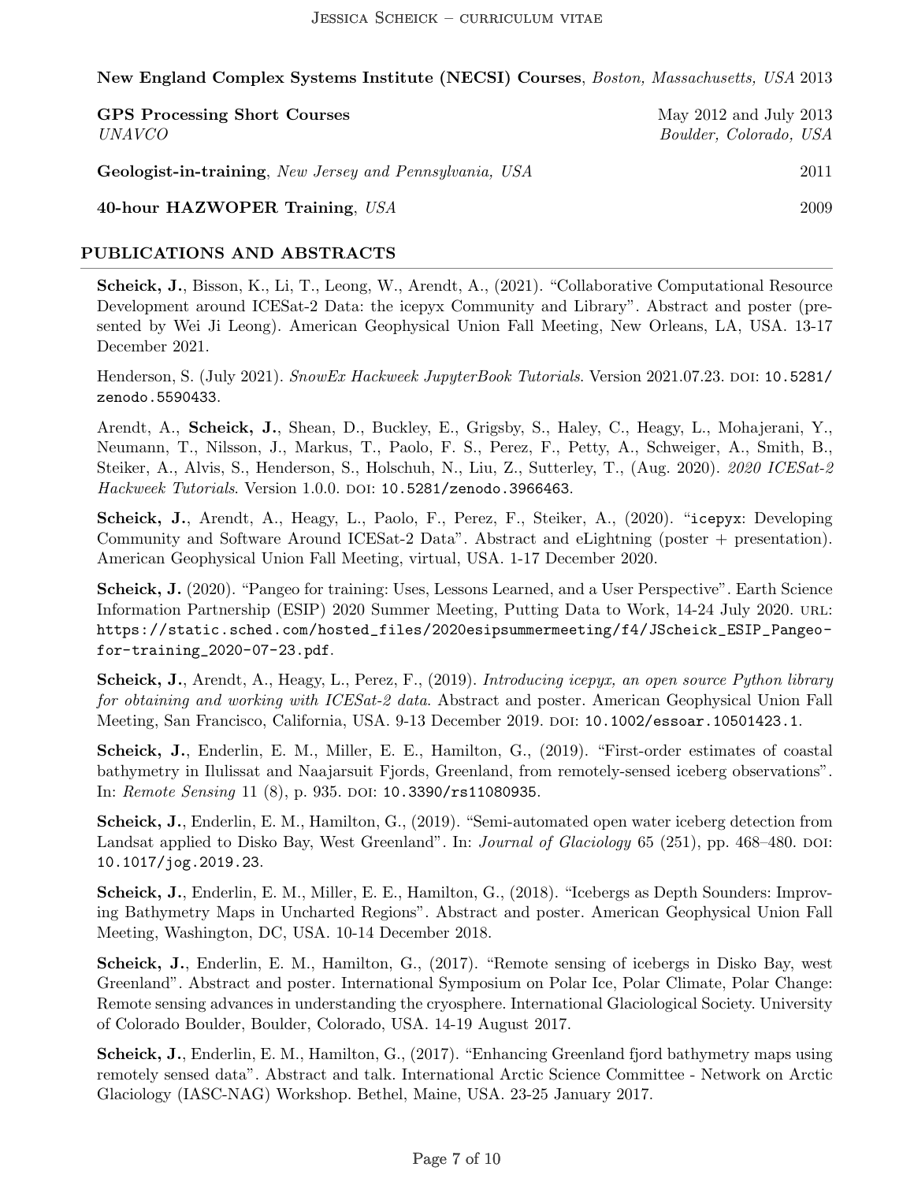**New England Complex Systems Institute (NECSI) Courses**, *Boston, Massachusetts, USA* 2013

**GPS Processing Short Courses** May 2012 and July 2013
*UNAVCO* *Boulder, Colorado, USA*

**Geologist-in-training**, *New Jersey and Pennsylvania, USA* 2011

**40-hour HAZWOPER Training**, *USA* 2009

## PUBLICATIONS AND ABSTRACTS

**Scheick, J.**, Bisson, K., Li, T., Leong, W., Arendt, A., (2021). "Collaborative Computational Resource Development around ICESat-2 Data: the icepyx Community and Library". Abstract and poster (presented by Wei Ji Leong). American Geophysical Union Fall Meeting, New Orleans, LA, USA. 13-17 December 2021.

Henderson, S. (July 2021). *SnowEx Hackweek JupyterBook Tutorials*. Version 2021.07.23. DOI: `10.5281/zenodo.5590433`.

Arendt, A., **Scheick, J.**, Shean, D., Buckley, E., Grigsby, S., Haley, C., Heagy, L., Mohajerani, Y., Neumann, T., Nilsson, J., Markus, T., Paolo, F. S., Perez, F., Petty, A., Schweiger, A., Smith, B., Steiker, A., Alvis, S., Henderson, S., Holschuh, N., Liu, Z., Sutterley, T., (Aug. 2020). *2020 ICESat-2 Hackweek Tutorials*. Version 1.0.0. DOI: `10.5281/zenodo.3966463`.

**Scheick, J.**, Arendt, A., Heagy, L., Paolo, F., Perez, F., Steiker, A., (2020). "`icepyx`: Developing Community and Software Around ICESat-2 Data". Abstract and eLightning (poster + presentation). American Geophysical Union Fall Meeting, virtual, USA. 1-17 December 2020.

**Scheick, J.** (2020). "Pangeo for training: Uses, Lessons Learned, and a User Perspective". Earth Science Information Partnership (ESIP) 2020 Summer Meeting, Putting Data to Work, 14-24 July 2020. URL: `https://static.sched.com/hosted_files/2020esipsummermeeting/f4/JScheick_ESIP_Pangeo-for-training_2020-07-23.pdf`.

**Scheick, J.**, Arendt, A., Heagy, L., Perez, F., (2019). *Introducing icepyx, an open source Python library for obtaining and working with ICESat-2 data*. Abstract and poster. American Geophysical Union Fall Meeting, San Francisco, California, USA. 9-13 December 2019. DOI: `10.1002/essoar.10501423.1`.

**Scheick, J.**, Enderlin, E. M., Miller, E. E., Hamilton, G., (2019). "First-order estimates of coastal bathymetry in Ilulissat and Naajarsuit Fjords, Greenland, from remotely-sensed iceberg observations". In: *Remote Sensing* 11 (8), p. 935. DOI: `10.3390/rs11080935`.

**Scheick, J.**, Enderlin, E. M., Hamilton, G., (2019). "Semi-automated open water iceberg detection from Landsat applied to Disko Bay, West Greenland". In: *Journal of Glaciology* 65 (251), pp. 468–480. DOI: `10.1017/jog.2019.23`.

**Scheick, J.**, Enderlin, E. M., Miller, E. E., Hamilton, G., (2018). "Icebergs as Depth Sounders: Improving Bathymetry Maps in Uncharted Regions". Abstract and poster. American Geophysical Union Fall Meeting, Washington, DC, USA. 10-14 December 2018.

**Scheick, J.**, Enderlin, E. M., Hamilton, G., (2017). "Remote sensing of icebergs in Disko Bay, west Greenland". Abstract and poster. International Symposium on Polar Ice, Polar Climate, Polar Change: Remote sensing advances in understanding the cryosphere. International Glaciological Society. University of Colorado Boulder, Boulder, Colorado, USA. 14-19 August 2017.

**Scheick, J.**, Enderlin, E. M., Hamilton, G., (2017). "Enhancing Greenland fjord bathymetry maps using remotely sensed data". Abstract and talk. International Arctic Science Committee - Network on Arctic Glaciology (IASC-NAG) Workshop. Bethel, Maine, USA. 23-25 January 2017.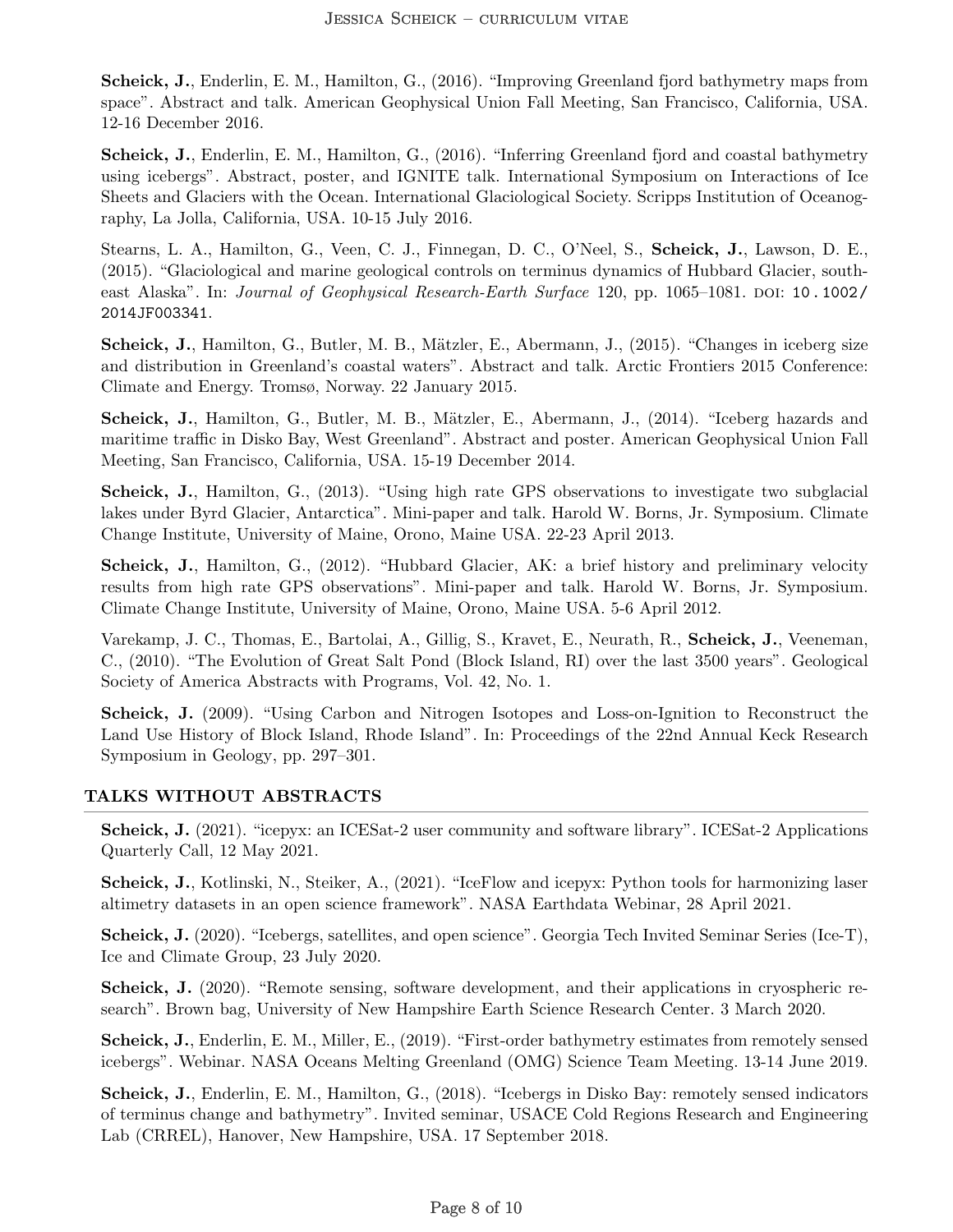**Scheick, J.**, Enderlin, E. M., Hamilton, G., (2016). "Improving Greenland fjord bathymetry maps from space". Abstract and talk. American Geophysical Union Fall Meeting, San Francisco, California, USA. 12-16 December 2016.

**Scheick, J.**, Enderlin, E. M., Hamilton, G., (2016). "Inferring Greenland fjord and coastal bathymetry using icebergs". Abstract, poster, and IGNITE talk. International Symposium on Interactions of Ice Sheets and Glaciers with the Ocean. International Glaciological Society. Scripps Institution of Oceanography, La Jolla, California, USA. 10-15 July 2016.

Stearns, L. A., Hamilton, G., Veen, C. J., Finnegan, D. C., O'Neel, S., **Scheick, J.**, Lawson, D. E., (2015). "Glaciological and marine geological controls on terminus dynamics of Hubbard Glacier, southeast Alaska". In: *Journal of Geophysical Research-Earth Surface* 120, pp. 1065–1081. DOI: 10.1002/2014JF003341.

**Scheick, J.**, Hamilton, G., Butler, M. B., Mätzler, E., Abermann, J., (2015). "Changes in iceberg size and distribution in Greenland's coastal waters". Abstract and talk. Arctic Frontiers 2015 Conference: Climate and Energy. Tromsø, Norway. 22 January 2015.

**Scheick, J.**, Hamilton, G., Butler, M. B., Mätzler, E., Abermann, J., (2014). "Iceberg hazards and maritime traffic in Disko Bay, West Greenland". Abstract and poster. American Geophysical Union Fall Meeting, San Francisco, California, USA. 15-19 December 2014.

**Scheick, J.**, Hamilton, G., (2013). "Using high rate GPS observations to investigate two subglacial lakes under Byrd Glacier, Antarctica". Mini-paper and talk. Harold W. Borns, Jr. Symposium. Climate Change Institute, University of Maine, Orono, Maine USA. 22-23 April 2013.

**Scheick, J.**, Hamilton, G., (2012). "Hubbard Glacier, AK: a brief history and preliminary velocity results from high rate GPS observations". Mini-paper and talk. Harold W. Borns, Jr. Symposium. Climate Change Institute, University of Maine, Orono, Maine USA. 5-6 April 2012.

Varekamp, J. C., Thomas, E., Bartolai, A., Gillig, S., Kravet, E., Neurath, R., **Scheick, J.**, Veeneman, C., (2010). "The Evolution of Great Salt Pond (Block Island, RI) over the last 3500 years". Geological Society of America Abstracts with Programs, Vol. 42, No. 1.

**Scheick, J.** (2009). "Using Carbon and Nitrogen Isotopes and Loss-on-Ignition to Reconstruct the Land Use History of Block Island, Rhode Island". In: Proceedings of the 22nd Annual Keck Research Symposium in Geology, pp. 297–301.

## TALKS WITHOUT ABSTRACTS

**Scheick, J.** (2021). "icepyx: an ICESat-2 user community and software library". ICESat-2 Applications Quarterly Call, 12 May 2021.

**Scheick, J.**, Kotlinski, N., Steiker, A., (2021). "IceFlow and icepyx: Python tools for harmonizing laser altimetry datasets in an open science framework". NASA Earthdata Webinar, 28 April 2021.

**Scheick, J.** (2020). "Icebergs, satellites, and open science". Georgia Tech Invited Seminar Series (Ice-T), Ice and Climate Group, 23 July 2020.

**Scheick, J.** (2020). "Remote sensing, software development, and their applications in cryospheric research". Brown bag, University of New Hampshire Earth Science Research Center. 3 March 2020.

**Scheick, J.**, Enderlin, E. M., Miller, E., (2019). "First-order bathymetry estimates from remotely sensed icebergs". Webinar. NASA Oceans Melting Greenland (OMG) Science Team Meeting. 13-14 June 2019.

**Scheick, J.**, Enderlin, E. M., Hamilton, G., (2018). "Icebergs in Disko Bay: remotely sensed indicators of terminus change and bathymetry". Invited seminar, USACE Cold Regions Research and Engineering Lab (CRREL), Hanover, New Hampshire, USA. 17 September 2018.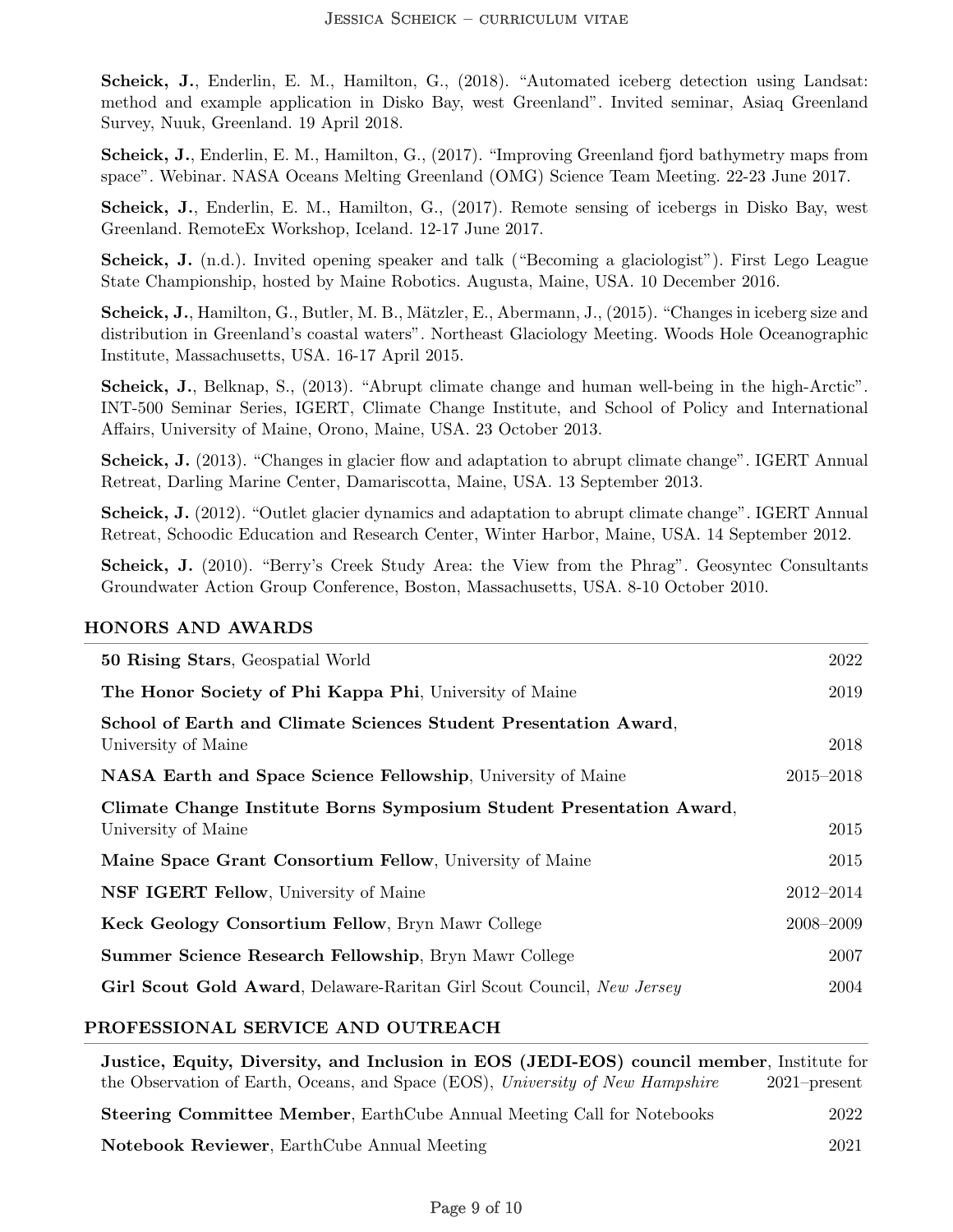**Scheick, J.**, Enderlin, E. M., Hamilton, G., (2018). "Automated iceberg detection using Landsat: method and example application in Disko Bay, west Greenland". Invited seminar, Asiaq Greenland Survey, Nuuk, Greenland. 19 April 2018.

**Scheick, J.**, Enderlin, E. M., Hamilton, G., (2017). "Improving Greenland fjord bathymetry maps from space". Webinar. NASA Oceans Melting Greenland (OMG) Science Team Meeting. 22-23 June 2017.

**Scheick, J.**, Enderlin, E. M., Hamilton, G., (2017). Remote sensing of icebergs in Disko Bay, west Greenland. RemoteEx Workshop, Iceland. 12-17 June 2017.

**Scheick, J.** (n.d.). Invited opening speaker and talk ("Becoming a glaciologist"). First Lego League State Championship, hosted by Maine Robotics. Augusta, Maine, USA. 10 December 2016.

**Scheick, J.**, Hamilton, G., Butler, M. B., Mätzler, E., Abermann, J., (2015). "Changes in iceberg size and distribution in Greenland's coastal waters". Northeast Glaciology Meeting. Woods Hole Oceanographic Institute, Massachusetts, USA. 16-17 April 2015.

**Scheick, J.**, Belknap, S., (2013). "Abrupt climate change and human well-being in the high-Arctic". INT-500 Seminar Series, IGERT, Climate Change Institute, and School of Policy and International Affairs, University of Maine, Orono, Maine, USA. 23 October 2013.

**Scheick, J.** (2013). "Changes in glacier flow and adaptation to abrupt climate change". IGERT Annual Retreat, Darling Marine Center, Damariscotta, Maine, USA. 13 September 2013.

**Scheick, J.** (2012). "Outlet glacier dynamics and adaptation to abrupt climate change". IGERT Annual Retreat, Schoodic Education and Research Center, Winter Harbor, Maine, USA. 14 September 2012.

**Scheick, J.** (2010). "Berry's Creek Study Area: the View from the Phrag". Geosyntec Consultants Groundwater Action Group Conference, Boston, Massachusetts, USA. 8-10 October 2010.

## HONORS AND AWARDS

**50 Rising Stars**, Geospatial World — 2022

**The Honor Society of Phi Kappa Phi**, University of Maine — 2019

**School of Earth and Climate Sciences Student Presentation Award**, University of Maine — 2018

**NASA Earth and Space Science Fellowship**, University of Maine — 2015–2018

**Climate Change Institute Borns Symposium Student Presentation Award**, University of Maine — 2015

**Maine Space Grant Consortium Fellow**, University of Maine — 2015

**NSF IGERT Fellow**, University of Maine — 2012–2014

**Keck Geology Consortium Fellow**, Bryn Mawr College — 2008–2009

**Summer Science Research Fellowship**, Bryn Mawr College — 2007

**Girl Scout Gold Award**, Delaware-Raritan Girl Scout Council, *New Jersey* — 2004

## PROFESSIONAL SERVICE AND OUTREACH

**Justice, Equity, Diversity, and Inclusion in EOS (JEDI-EOS) council member**, Institute for the Observation of Earth, Oceans, and Space (EOS), *University of New Hampshire* — 2021–present

**Steering Committee Member**, EarthCube Annual Meeting Call for Notebooks — 2022

**Notebook Reviewer**, EarthCube Annual Meeting — 2021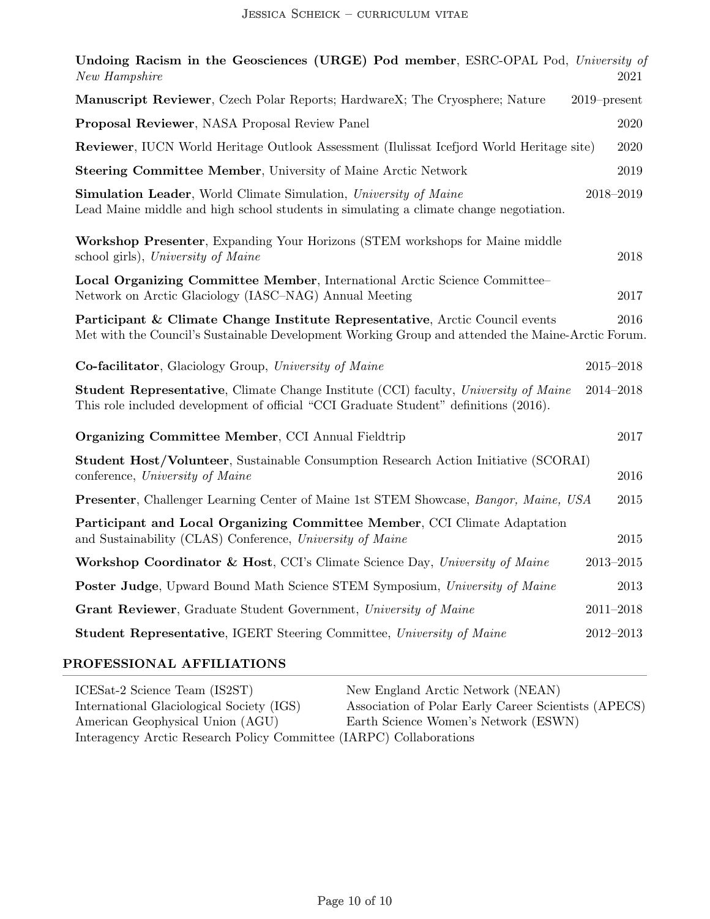**Undoing Racism in the Geosciences (URGE) Pod member**, ESRC-OPAL Pod, *University of New Hampshire* 2021

**Manuscript Reviewer**, Czech Polar Reports; HardwareX; The Cryosphere; Nature 2019–present

**Proposal Reviewer**, NASA Proposal Review Panel 2020

**Reviewer**, IUCN World Heritage Outlook Assessment (Ilulissat Icefjord World Heritage site) 2020

**Steering Committee Member**, University of Maine Arctic Network 2019

**Simulation Leader**, World Climate Simulation, *University of Maine* 2018–2019
Lead Maine middle and high school students in simulating a climate change negotiation.

**Workshop Presenter**, Expanding Your Horizons (STEM workshops for Maine middle school girls), *University of Maine* 2018

**Local Organizing Committee Member**, International Arctic Science Committee–Network on Arctic Glaciology (IASC–NAG) Annual Meeting 2017

**Participant & Climate Change Institute Representative**, Arctic Council events 2016
Met with the Council's Sustainable Development Working Group and attended the Maine-Arctic Forum.

**Co-facilitator**, Glaciology Group, *University of Maine* 2015–2018

**Student Representative**, Climate Change Institute (CCI) faculty, *University of Maine* 2014–2018
This role included development of official "CCI Graduate Student" definitions (2016).

**Organizing Committee Member**, CCI Annual Fieldtrip 2017

**Student Host/Volunteer**, Sustainable Consumption Research Action Initiative (SCORAI) conference, *University of Maine* 2016

**Presenter**, Challenger Learning Center of Maine 1st STEM Showcase, *Bangor, Maine, USA* 2015

**Participant and Local Organizing Committee Member**, CCI Climate Adaptation and Sustainability (CLAS) Conference, *University of Maine* 2015

**Workshop Coordinator & Host**, CCI's Climate Science Day, *University of Maine* 2013–2015

**Poster Judge**, Upward Bound Math Science STEM Symposium, *University of Maine* 2013

**Grant Reviewer**, Graduate Student Government, *University of Maine* 2011–2018

**Student Representative**, IGERT Steering Committee, *University of Maine* 2012–2013

## PROFESSIONAL AFFILIATIONS

ICESat-2 Science Team (IS2ST)
International Glaciological Society (IGS)
American Geophysical Union (AGU)
Interagency Arctic Research Policy Committee (IARPC) Collaborations
New England Arctic Network (NEAN)
Association of Polar Early Career Scientists (APECS)
Earth Science Women's Network (ESWN)